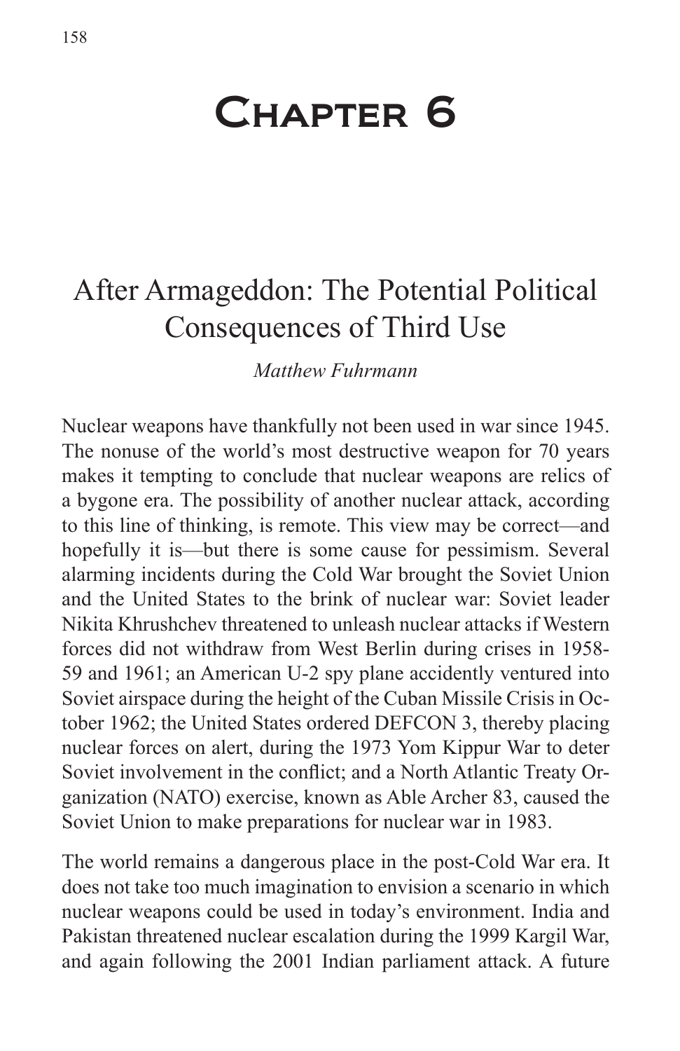# Chapter 6

## After Armageddon: The Potential Political Consequences of Third Use

*Matthew Fuhrmann*

Nuclear weapons have thankfully not been used in war since 1945. The nonuse of the world's most destructive weapon for 70 years makes it tempting to conclude that nuclear weapons are relics of a bygone era. The possibility of another nuclear attack, according to this line of thinking, is remote. This view may be correct—and hopefully it is—but there is some cause for pessimism. Several alarming incidents during the Cold War brought the Soviet Union and the United States to the brink of nuclear war: Soviet leader Nikita Khrushchev threatened to unleash nuclear attacks if Western forces did not withdraw from West Berlin during crises in 1958-59 and 1961; an American U-2 spy plane accidently ventured into Soviet airspace during the height of the Cuban Missile Crisis in October 1962; the United States ordered DEFCON 3, thereby placing nuclear forces on alert, during the 1973 Yom Kippur War to deter Soviet involvement in the conflict; and a North Atlantic Treaty Organization (NATO) exercise, known as Able Archer 83, caused the Soviet Union to make preparations for nuclear war in 1983.

The world remains a dangerous place in the post-Cold War era. It does not take too much imagination to envision a scenario in which nuclear weapons could be used in today's environment. India and Pakistan threatened nuclear escalation during the 1999 Kargil War, and again following the 2001 Indian parliament attack. A future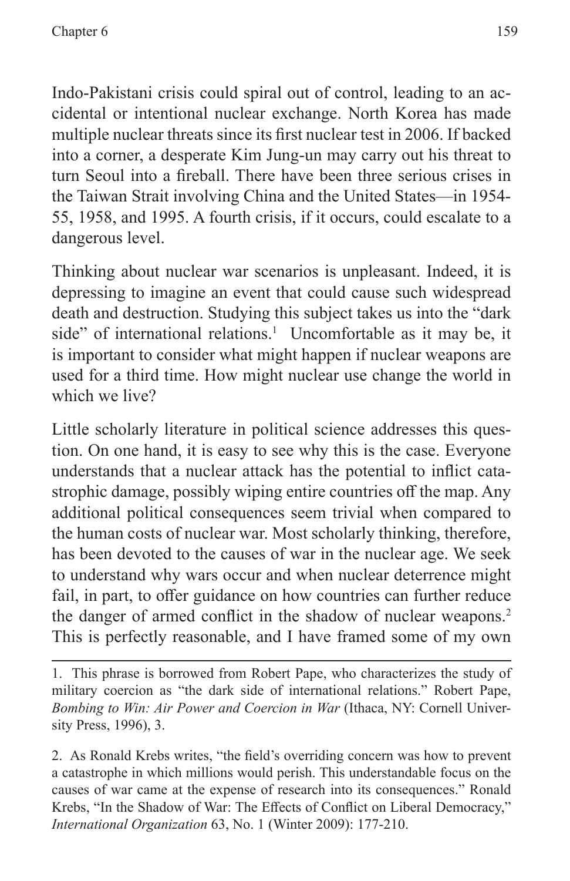Indo-Pakistani crisis could spiral out of control, leading to an accidental or intentional nuclear exchange. North Korea has made multiple nuclear threats since its first nuclear test in 2006. If backed into a corner, a desperate Kim Jung-un may carry out his threat to turn Seoul into a fireball. There have been three serious crises in the Taiwan Strait involving China and the United States—in 1954-55, 1958, and 1995. A fourth crisis, if it occurs, could escalate to a dangerous level.

Thinking about nuclear war scenarios is unpleasant. Indeed, it is depressing to imagine an event that could cause such widespread death and destruction. Studying this subject takes us into the "dark side" of international relations.[1] Uncomfortable as it may be, it is important to consider what might happen if nuclear weapons are used for a third time. How might nuclear use change the world in which we live?

Little scholarly literature in political science addresses this question. On one hand, it is easy to see why this is the case. Everyone understands that a nuclear attack has the potential to inflict catastrophic damage, possibly wiping entire countries off the map. Any additional political consequences seem trivial when compared to the human costs of nuclear war. Most scholarly thinking, therefore, has been devoted to the causes of war in the nuclear age. We seek to understand why wars occur and when nuclear deterrence might fail, in part, to offer guidance on how countries can further reduce the danger of armed conflict in the shadow of nuclear weapons.[2] This is perfectly reasonable, and I have framed some of my own

---

1. This phrase is borrowed from Robert Pape, who characterizes the study of military coercion as "the dark side of international relations." Robert Pape, *Bombing to Win: Air Power and Coercion in War* (Ithaca, NY: Cornell University Press, 1996), 3.

2. As Ronald Krebs writes, "the field's overriding concern was how to prevent a catastrophe in which millions would perish. This understandable focus on the causes of war came at the expense of research into its consequences." Ronald Krebs, "In the Shadow of War: The Effects of Conflict on Liberal Democracy," *International Organization* 63, No. 1 (Winter 2009): 177-210.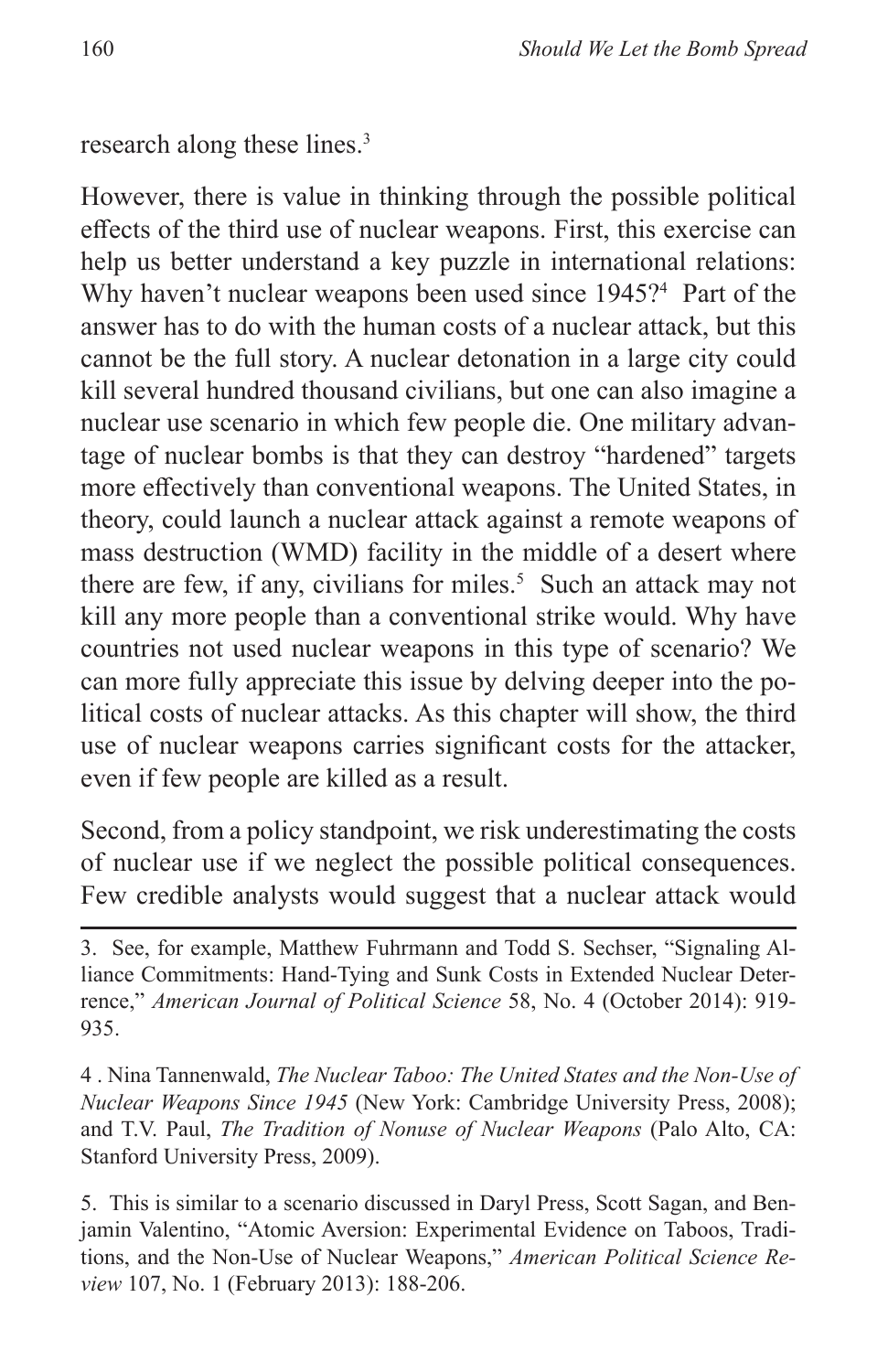research along these lines.[3]

However, there is value in thinking through the possible political effects of the third use of nuclear weapons. First, this exercise can help us better understand a key puzzle in international relations: Why haven't nuclear weapons been used since 1945?[4] Part of the answer has to do with the human costs of a nuclear attack, but this cannot be the full story. A nuclear detonation in a large city could kill several hundred thousand civilians, but one can also imagine a nuclear use scenario in which few people die. One military advantage of nuclear bombs is that they can destroy "hardened" targets more effectively than conventional weapons. The United States, in theory, could launch a nuclear attack against a remote weapons of mass destruction (WMD) facility in the middle of a desert where there are few, if any, civilians for miles.[5] Such an attack may not kill any more people than a conventional strike would. Why have countries not used nuclear weapons in this type of scenario? We can more fully appreciate this issue by delving deeper into the political costs of nuclear attacks. As this chapter will show, the third use of nuclear weapons carries significant costs for the attacker, even if few people are killed as a result.

Second, from a policy standpoint, we risk underestimating the costs of nuclear use if we neglect the possible political consequences. Few credible analysts would suggest that a nuclear attack would

---

3. See, for example, Matthew Fuhrmann and Todd S. Sechser, "Signaling Alliance Commitments: Hand-Tying and Sunk Costs in Extended Nuclear Deterrence," *American Journal of Political Science* 58, No. 4 (October 2014): 919-935.

4 . Nina Tannenwald, *The Nuclear Taboo: The United States and the Non-Use of Nuclear Weapons Since 1945* (New York: Cambridge University Press, 2008); and T.V. Paul, *The Tradition of Nonuse of Nuclear Weapons* (Palo Alto, CA: Stanford University Press, 2009).

5. This is similar to a scenario discussed in Daryl Press, Scott Sagan, and Benjamin Valentino, "Atomic Aversion: Experimental Evidence on Taboos, Traditions, and the Non-Use of Nuclear Weapons," *American Political Science Review* 107, No. 1 (February 2013): 188-206.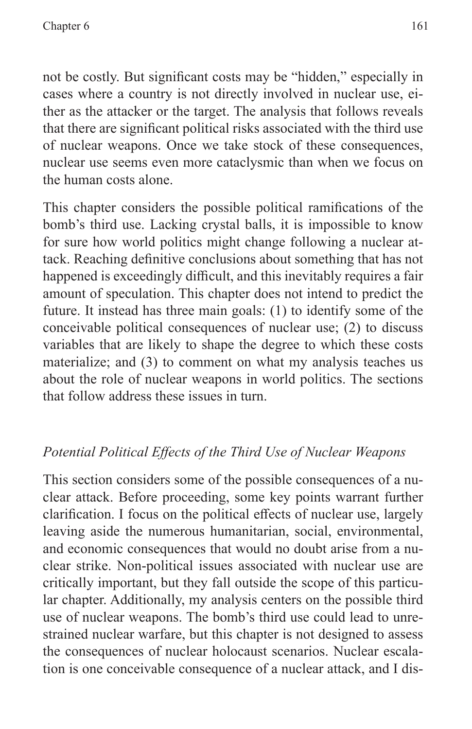not be costly. But significant costs may be "hidden," especially in cases where a country is not directly involved in nuclear use, either as the attacker or the target. The analysis that follows reveals that there are significant political risks associated with the third use of nuclear weapons. Once we take stock of these consequences, nuclear use seems even more cataclysmic than when we focus on the human costs alone.

This chapter considers the possible political ramifications of the bomb's third use. Lacking crystal balls, it is impossible to know for sure how world politics might change following a nuclear attack. Reaching definitive conclusions about something that has not happened is exceedingly difficult, and this inevitably requires a fair amount of speculation. This chapter does not intend to predict the future. It instead has three main goals: (1) to identify some of the conceivable political consequences of nuclear use; (2) to discuss variables that are likely to shape the degree to which these costs materialize; and (3) to comment on what my analysis teaches us about the role of nuclear weapons in world politics. The sections that follow address these issues in turn.

## *Potential Political Effects of the Third Use of Nuclear Weapons*

This section considers some of the possible consequences of a nuclear attack. Before proceeding, some key points warrant further clarification. I focus on the political effects of nuclear use, largely leaving aside the numerous humanitarian, social, environmental, and economic consequences that would no doubt arise from a nuclear strike. Non-political issues associated with nuclear use are critically important, but they fall outside the scope of this particular chapter. Additionally, my analysis centers on the possible third use of nuclear weapons. The bomb's third use could lead to unrestrained nuclear warfare, but this chapter is not designed to assess the consequences of nuclear holocaust scenarios. Nuclear escalation is one conceivable consequence of a nuclear attack, and I dis-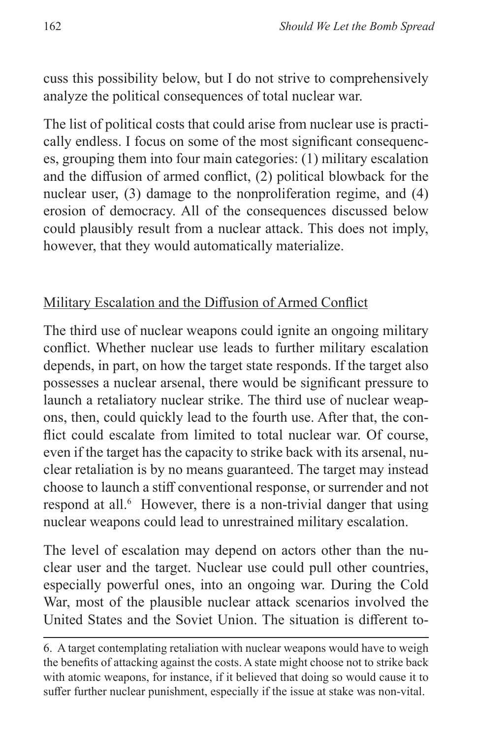cuss this possibility below, but I do not strive to comprehensively analyze the political consequences of total nuclear war.

The list of political costs that could arise from nuclear use is practically endless. I focus on some of the most significant consequences, grouping them into four main categories: (1) military escalation and the diffusion of armed conflict, (2) political blowback for the nuclear user, (3) damage to the nonproliferation regime, and (4) erosion of democracy. All of the consequences discussed below could plausibly result from a nuclear attack. This does not imply, however, that they would automatically materialize.

## Military Escalation and the Diffusion of Armed Conflict

The third use of nuclear weapons could ignite an ongoing military conflict. Whether nuclear use leads to further military escalation depends, in part, on how the target state responds. If the target also possesses a nuclear arsenal, there would be significant pressure to launch a retaliatory nuclear strike. The third use of nuclear weapons, then, could quickly lead to the fourth use. After that, the conflict could escalate from limited to total nuclear war. Of course, even if the target has the capacity to strike back with its arsenal, nuclear retaliation is by no means guaranteed. The target may instead choose to launch a stiff conventional response, or surrender and not respond at all.[6] However, there is a non-trivial danger that using nuclear weapons could lead to unrestrained military escalation.

The level of escalation may depend on actors other than the nuclear user and the target. Nuclear use could pull other countries, especially powerful ones, into an ongoing war. During the Cold War, most of the plausible nuclear attack scenarios involved the United States and the Soviet Union. The situation is different to-

---

6. A target contemplating retaliation with nuclear weapons would have to weigh the benefits of attacking against the costs. A state might choose not to strike back with atomic weapons, for instance, if it believed that doing so would cause it to suffer further nuclear punishment, especially if the issue at stake was non-vital.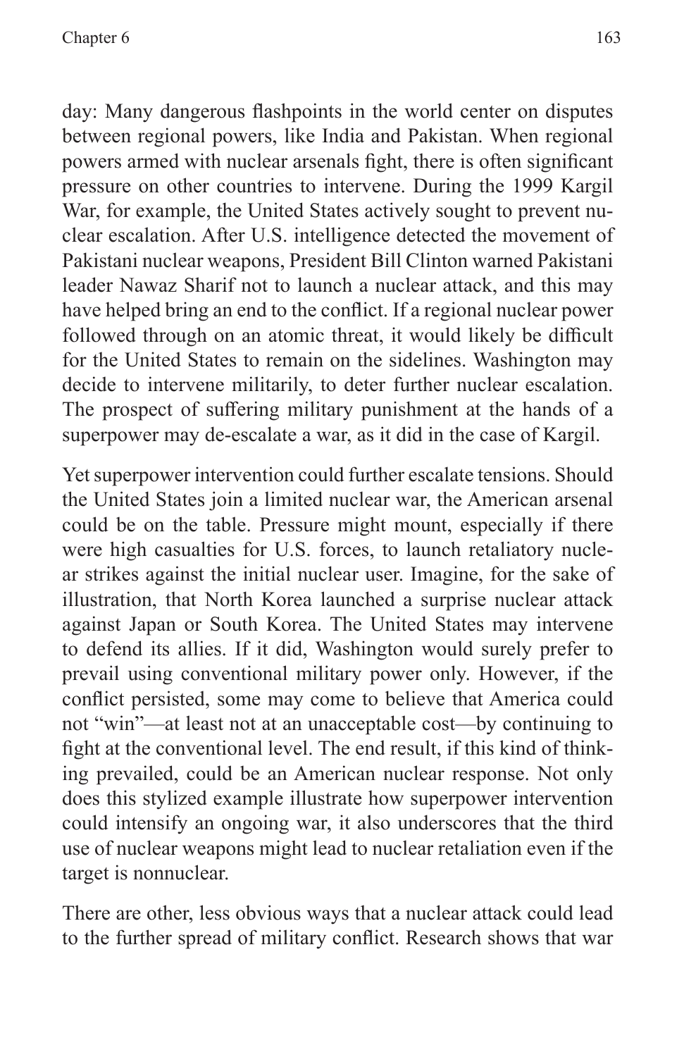day: Many dangerous flashpoints in the world center on disputes between regional powers, like India and Pakistan. When regional powers armed with nuclear arsenals fight, there is often significant pressure on other countries to intervene. During the 1999 Kargil War, for example, the United States actively sought to prevent nuclear escalation. After U.S. intelligence detected the movement of Pakistani nuclear weapons, President Bill Clinton warned Pakistani leader Nawaz Sharif not to launch a nuclear attack, and this may have helped bring an end to the conflict. If a regional nuclear power followed through on an atomic threat, it would likely be difficult for the United States to remain on the sidelines. Washington may decide to intervene militarily, to deter further nuclear escalation. The prospect of suffering military punishment at the hands of a superpower may de-escalate a war, as it did in the case of Kargil.

Yet superpower intervention could further escalate tensions. Should the United States join a limited nuclear war, the American arsenal could be on the table. Pressure might mount, especially if there were high casualties for U.S. forces, to launch retaliatory nuclear strikes against the initial nuclear user. Imagine, for the sake of illustration, that North Korea launched a surprise nuclear attack against Japan or South Korea. The United States may intervene to defend its allies. If it did, Washington would surely prefer to prevail using conventional military power only. However, if the conflict persisted, some may come to believe that America could not "win"—at least not at an unacceptable cost—by continuing to fight at the conventional level. The end result, if this kind of thinking prevailed, could be an American nuclear response. Not only does this stylized example illustrate how superpower intervention could intensify an ongoing war, it also underscores that the third use of nuclear weapons might lead to nuclear retaliation even if the target is nonnuclear.

There are other, less obvious ways that a nuclear attack could lead to the further spread of military conflict. Research shows that war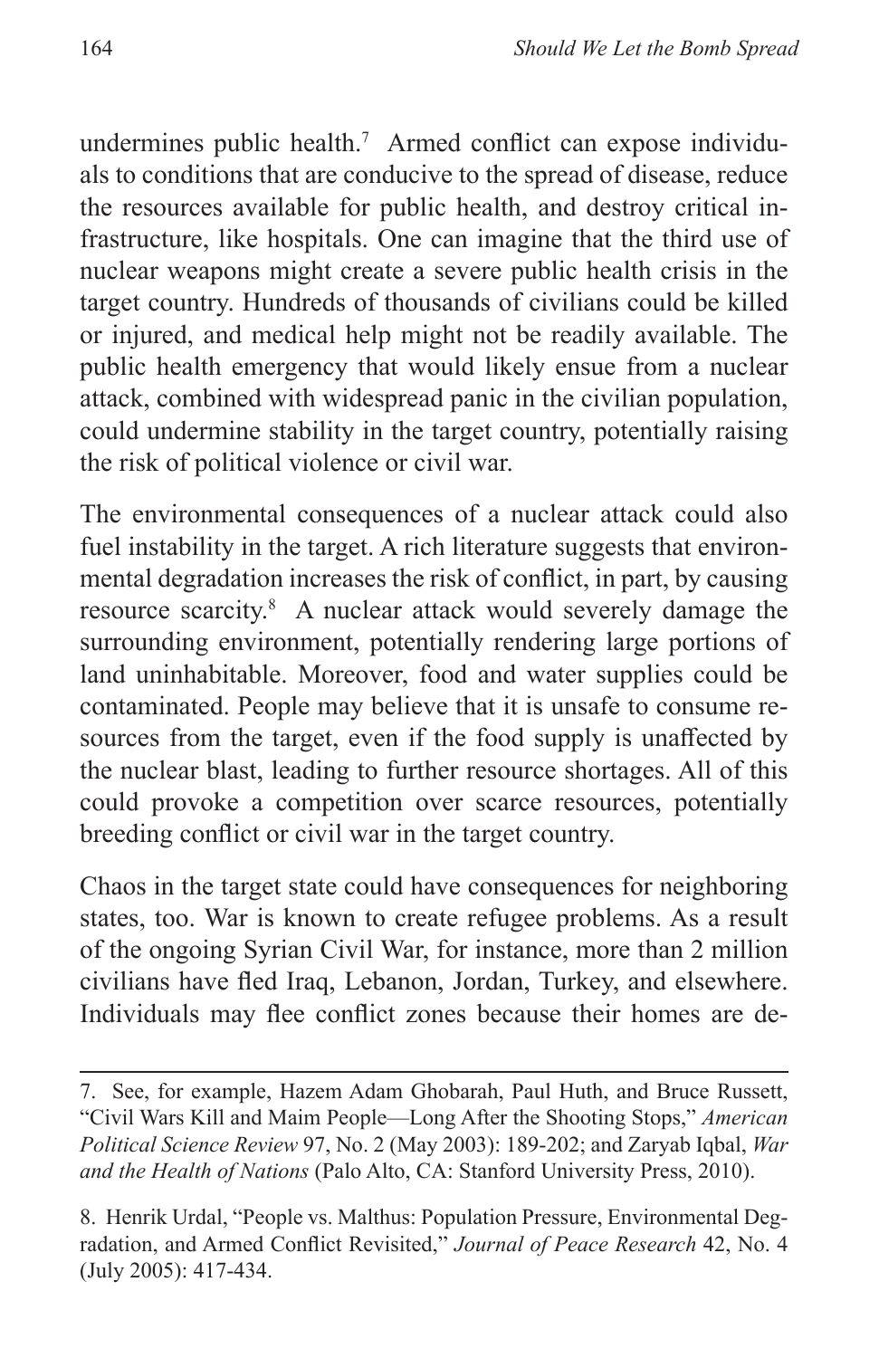undermines public health.[7] Armed conflict can expose individuals to conditions that are conducive to the spread of disease, reduce the resources available for public health, and destroy critical infrastructure, like hospitals. One can imagine that the third use of nuclear weapons might create a severe public health crisis in the target country. Hundreds of thousands of civilians could be killed or injured, and medical help might not be readily available. The public health emergency that would likely ensue from a nuclear attack, combined with widespread panic in the civilian population, could undermine stability in the target country, potentially raising the risk of political violence or civil war.

The environmental consequences of a nuclear attack could also fuel instability in the target. A rich literature suggests that environmental degradation increases the risk of conflict, in part, by causing resource scarcity.[8] A nuclear attack would severely damage the surrounding environment, potentially rendering large portions of land uninhabitable. Moreover, food and water supplies could be contaminated. People may believe that it is unsafe to consume resources from the target, even if the food supply is unaffected by the nuclear blast, leading to further resource shortages. All of this could provoke a competition over scarce resources, potentially breeding conflict or civil war in the target country.

Chaos in the target state could have consequences for neighboring states, too. War is known to create refugee problems. As a result of the ongoing Syrian Civil War, for instance, more than 2 million civilians have fled Iraq, Lebanon, Jordan, Turkey, and elsewhere. Individuals may flee conflict zones because their homes are de-

---

7. See, for example, Hazem Adam Ghobarah, Paul Huth, and Bruce Russett, "Civil Wars Kill and Maim People—Long After the Shooting Stops," *American Political Science Review* 97, No. 2 (May 2003): 189-202; and Zaryab Iqbal, *War and the Health of Nations* (Palo Alto, CA: Stanford University Press, 2010).

8. Henrik Urdal, "People vs. Malthus: Population Pressure, Environmental Degradation, and Armed Conflict Revisited," *Journal of Peace Research* 42, No. 4 (July 2005): 417-434.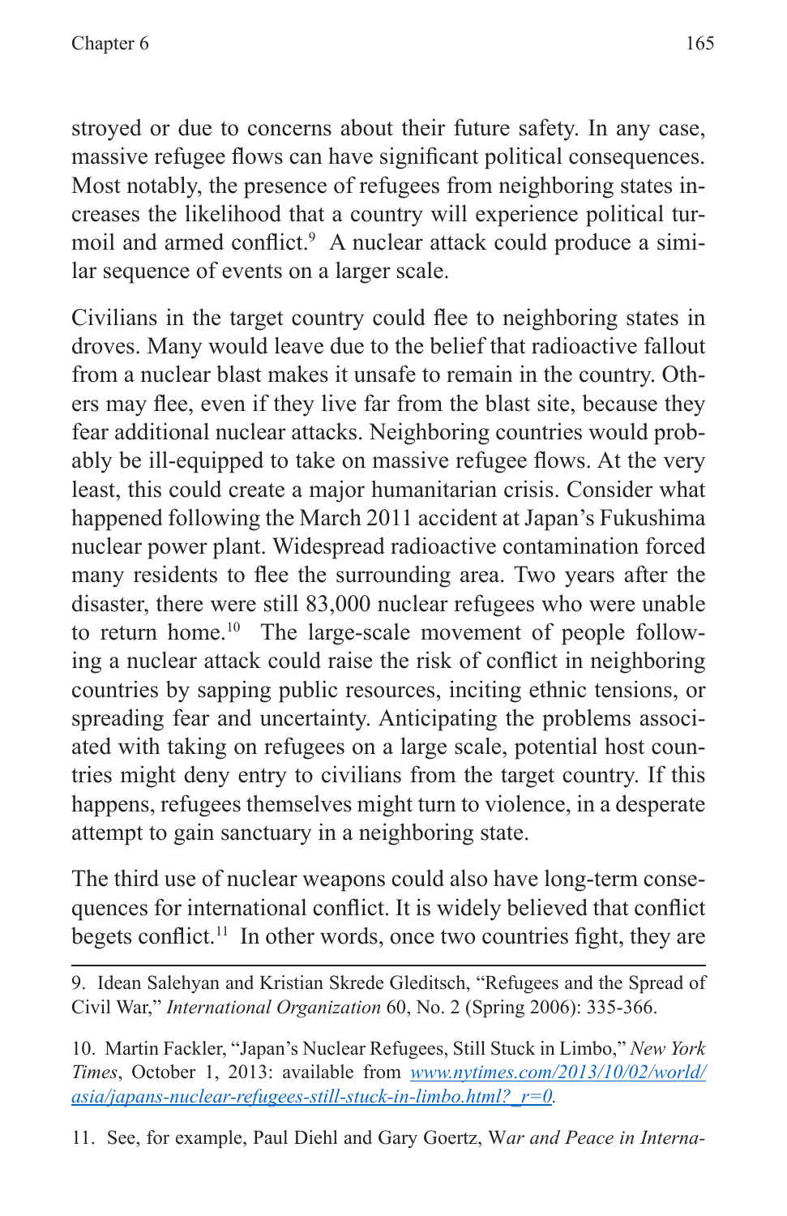stroyed or due to concerns about their future safety. In any case, massive refugee flows can have significant political consequences. Most notably, the presence of refugees from neighboring states increases the likelihood that a country will experience political turmoil and armed conflict.[9] A nuclear attack could produce a similar sequence of events on a larger scale.

Civilians in the target country could flee to neighboring states in droves. Many would leave due to the belief that radioactive fallout from a nuclear blast makes it unsafe to remain in the country. Others may flee, even if they live far from the blast site, because they fear additional nuclear attacks. Neighboring countries would probably be ill-equipped to take on massive refugee flows. At the very least, this could create a major humanitarian crisis. Consider what happened following the March 2011 accident at Japan's Fukushima nuclear power plant. Widespread radioactive contamination forced many residents to flee the surrounding area. Two years after the disaster, there were still 83,000 nuclear refugees who were unable to return home.[10] The large-scale movement of people following a nuclear attack could raise the risk of conflict in neighboring countries by sapping public resources, inciting ethnic tensions, or spreading fear and uncertainty. Anticipating the problems associated with taking on refugees on a large scale, potential host countries might deny entry to civilians from the target country. If this happens, refugees themselves might turn to violence, in a desperate attempt to gain sanctuary in a neighboring state.

The third use of nuclear weapons could also have long-term consequences for international conflict. It is widely believed that conflict begets conflict.[11] In other words, once two countries fight, they are

---

9. Idean Salehyan and Kristian Skrede Gleditsch, "Refugees and the Spread of Civil War," *International Organization* 60, No. 2 (Spring 2006): 335-366.

10. Martin Fackler, "Japan's Nuclear Refugees, Still Stuck in Limbo," *New York Times*, October 1, 2013: available from [www.nytimes.com/2013/10/02/world/asia/japans-nuclear-refugees-still-stuck-in-limbo.html?_r=0](www.nytimes.com/2013/10/02/world/asia/japans-nuclear-refugees-still-stuck-in-limbo.html?_r=0).

11. See, for example, Paul Diehl and Gary Goertz, W*ar and Peace in Interna-*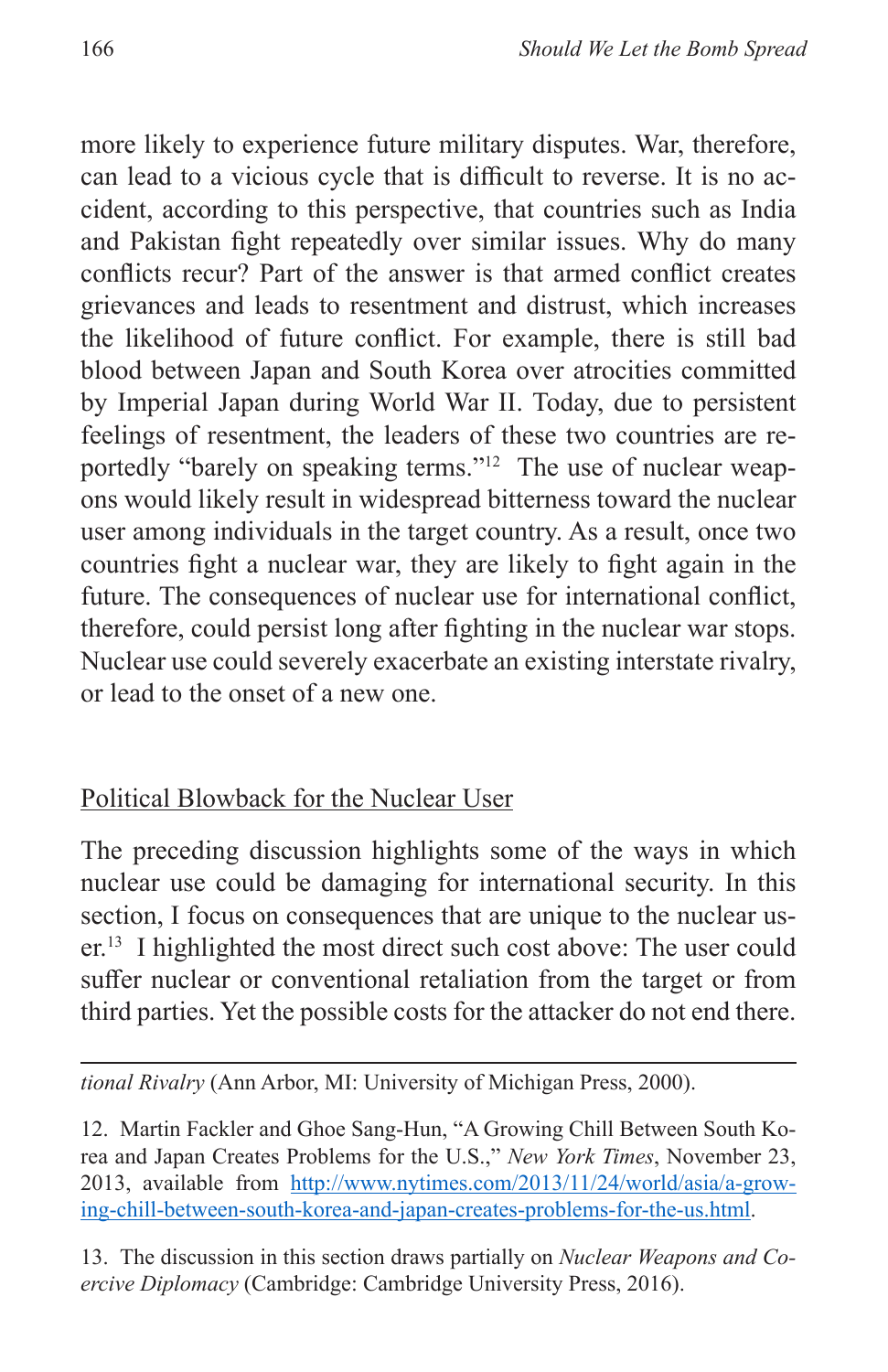more likely to experience future military disputes. War, therefore, can lead to a vicious cycle that is difficult to reverse. It is no accident, according to this perspective, that countries such as India and Pakistan fight repeatedly over similar issues. Why do many conflicts recur? Part of the answer is that armed conflict creates grievances and leads to resentment and distrust, which increases the likelihood of future conflict. For example, there is still bad blood between Japan and South Korea over atrocities committed by Imperial Japan during World War II. Today, due to persistent feelings of resentment, the leaders of these two countries are reportedly "barely on speaking terms."[12] The use of nuclear weapons would likely result in widespread bitterness toward the nuclear user among individuals in the target country. As a result, once two countries fight a nuclear war, they are likely to fight again in the future. The consequences of nuclear use for international conflict, therefore, could persist long after fighting in the nuclear war stops. Nuclear use could severely exacerbate an existing interstate rivalry, or lead to the onset of a new one.

## Political Blowback for the Nuclear User

The preceding discussion highlights some of the ways in which nuclear use could be damaging for international security. In this section, I focus on consequences that are unique to the nuclear user.[13] I highlighted the most direct such cost above: The user could suffer nuclear or conventional retaliation from the target or from third parties. Yet the possible costs for the attacker do not end there.

---

*tional Rivalry* (Ann Arbor, MI: University of Michigan Press, 2000).

12. Martin Fackler and Ghoe Sang-Hun, "A Growing Chill Between South Korea and Japan Creates Problems for the U.S.," *New York Times*, November 23, 2013, available from http://www.nytimes.com/2013/11/24/world/asia/a-growing-chill-between-south-korea-and-japan-creates-problems-for-the-us.html.

13. The discussion in this section draws partially on *Nuclear Weapons and Coercive Diplomacy* (Cambridge: Cambridge University Press, 2016).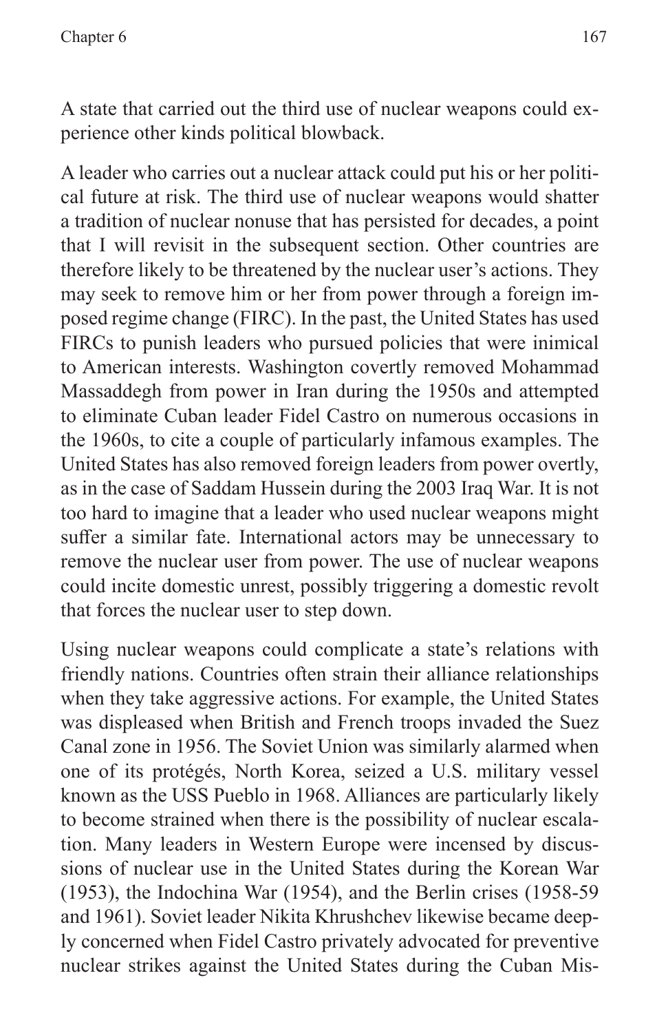A state that carried out the third use of nuclear weapons could experience other kinds political blowback.

A leader who carries out a nuclear attack could put his or her political future at risk. The third use of nuclear weapons would shatter a tradition of nuclear nonuse that has persisted for decades, a point that I will revisit in the subsequent section. Other countries are therefore likely to be threatened by the nuclear user's actions. They may seek to remove him or her from power through a foreign imposed regime change (FIRC). In the past, the United States has used FIRCs to punish leaders who pursued policies that were inimical to American interests. Washington covertly removed Mohammad Massaddegh from power in Iran during the 1950s and attempted to eliminate Cuban leader Fidel Castro on numerous occasions in the 1960s, to cite a couple of particularly infamous examples. The United States has also removed foreign leaders from power overtly, as in the case of Saddam Hussein during the 2003 Iraq War. It is not too hard to imagine that a leader who used nuclear weapons might suffer a similar fate. International actors may be unnecessary to remove the nuclear user from power. The use of nuclear weapons could incite domestic unrest, possibly triggering a domestic revolt that forces the nuclear user to step down.

Using nuclear weapons could complicate a state's relations with friendly nations. Countries often strain their alliance relationships when they take aggressive actions. For example, the United States was displeased when British and French troops invaded the Suez Canal zone in 1956. The Soviet Union was similarly alarmed when one of its protégés, North Korea, seized a U.S. military vessel known as the USS Pueblo in 1968. Alliances are particularly likely to become strained when there is the possibility of nuclear escalation. Many leaders in Western Europe were incensed by discussions of nuclear use in the United States during the Korean War (1953), the Indochina War (1954), and the Berlin crises (1958-59 and 1961). Soviet leader Nikita Khrushchev likewise became deeply concerned when Fidel Castro privately advocated for preventive nuclear strikes against the United States during the Cuban Mis-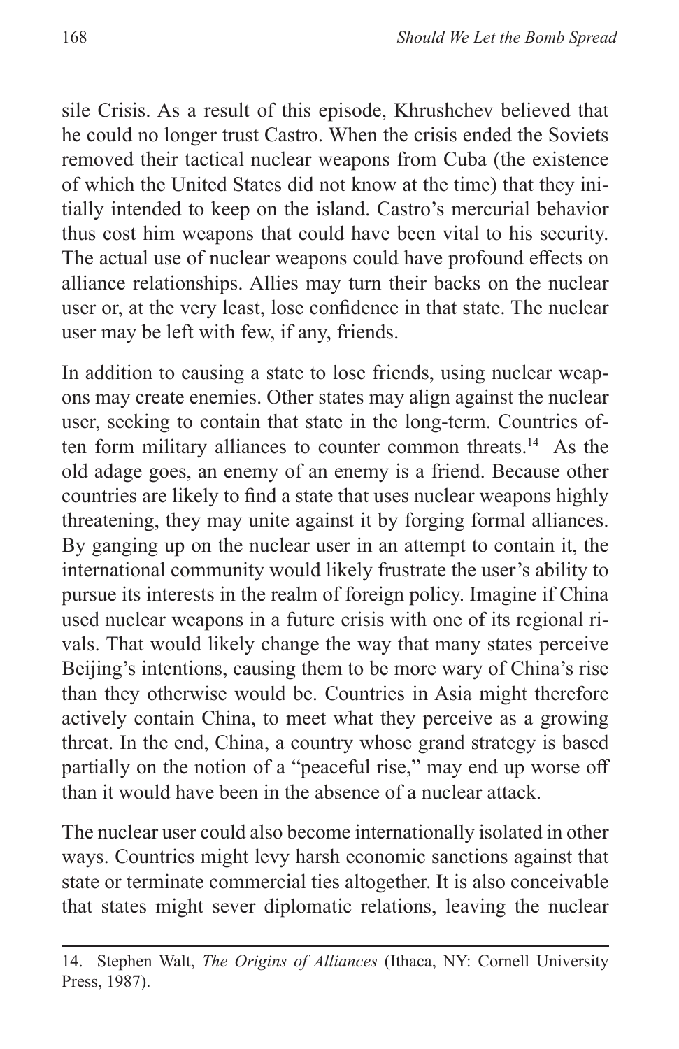sile Crisis. As a result of this episode, Khrushchev believed that he could no longer trust Castro. When the crisis ended the Soviets removed their tactical nuclear weapons from Cuba (the existence of which the United States did not know at the time) that they initially intended to keep on the island. Castro's mercurial behavior thus cost him weapons that could have been vital to his security. The actual use of nuclear weapons could have profound effects on alliance relationships. Allies may turn their backs on the nuclear user or, at the very least, lose confidence in that state. The nuclear user may be left with few, if any, friends.

In addition to causing a state to lose friends, using nuclear weapons may create enemies. Other states may align against the nuclear user, seeking to contain that state in the long-term. Countries often form military alliances to counter common threats.[14] As the old adage goes, an enemy of an enemy is a friend. Because other countries are likely to find a state that uses nuclear weapons highly threatening, they may unite against it by forging formal alliances. By ganging up on the nuclear user in an attempt to contain it, the international community would likely frustrate the user's ability to pursue its interests in the realm of foreign policy. Imagine if China used nuclear weapons in a future crisis with one of its regional rivals. That would likely change the way that many states perceive Beijing's intentions, causing them to be more wary of China's rise than they otherwise would be. Countries in Asia might therefore actively contain China, to meet what they perceive as a growing threat. In the end, China, a country whose grand strategy is based partially on the notion of a "peaceful rise," may end up worse off than it would have been in the absence of a nuclear attack.

The nuclear user could also become internationally isolated in other ways. Countries might levy harsh economic sanctions against that state or terminate commercial ties altogether. It is also conceivable that states might sever diplomatic relations, leaving the nuclear

---

14. Stephen Walt, *The Origins of Alliances* (Ithaca, NY: Cornell University Press, 1987).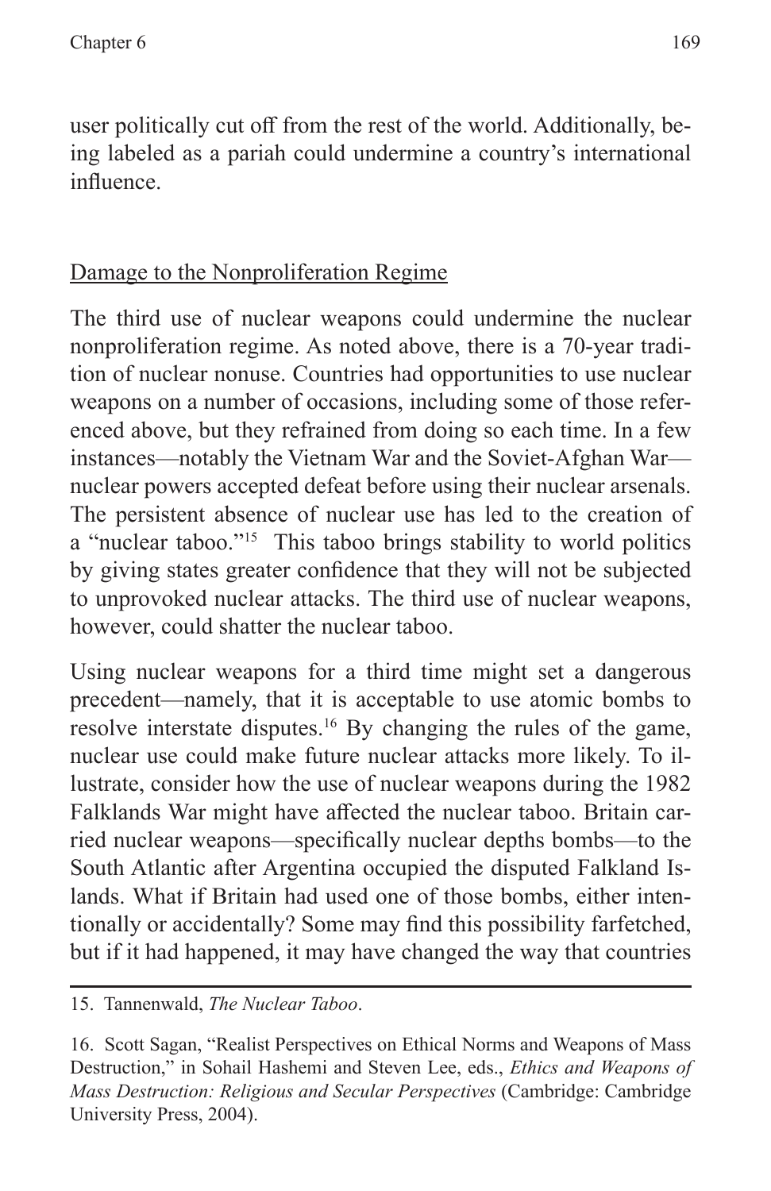user politically cut off from the rest of the world. Additionally, being labeled as a pariah could undermine a country's international influence.

## Damage to the Nonproliferation Regime

The third use of nuclear weapons could undermine the nuclear nonproliferation regime. As noted above, there is a 70-year tradition of nuclear nonuse. Countries had opportunities to use nuclear weapons on a number of occasions, including some of those referenced above, but they refrained from doing so each time. In a few instances—notably the Vietnam War and the Soviet-Afghan War—nuclear powers accepted defeat before using their nuclear arsenals. The persistent absence of nuclear use has led to the creation of a "nuclear taboo."[15] This taboo brings stability to world politics by giving states greater confidence that they will not be subjected to unprovoked nuclear attacks. The third use of nuclear weapons, however, could shatter the nuclear taboo.

Using nuclear weapons for a third time might set a dangerous precedent—namely, that it is acceptable to use atomic bombs to resolve interstate disputes.[16] By changing the rules of the game, nuclear use could make future nuclear attacks more likely. To illustrate, consider how the use of nuclear weapons during the 1982 Falklands War might have affected the nuclear taboo. Britain carried nuclear weapons—specifically nuclear depths bombs—to the South Atlantic after Argentina occupied the disputed Falkland Islands. What if Britain had used one of those bombs, either intentionally or accidentally? Some may find this possibility farfetched, but if it had happened, it may have changed the way that countries

---

15. Tannenwald, *The Nuclear Taboo*.

16. Scott Sagan, "Realist Perspectives on Ethical Norms and Weapons of Mass Destruction," in Sohail Hashemi and Steven Lee, eds., *Ethics and Weapons of Mass Destruction: Religious and Secular Perspectives* (Cambridge: Cambridge University Press, 2004).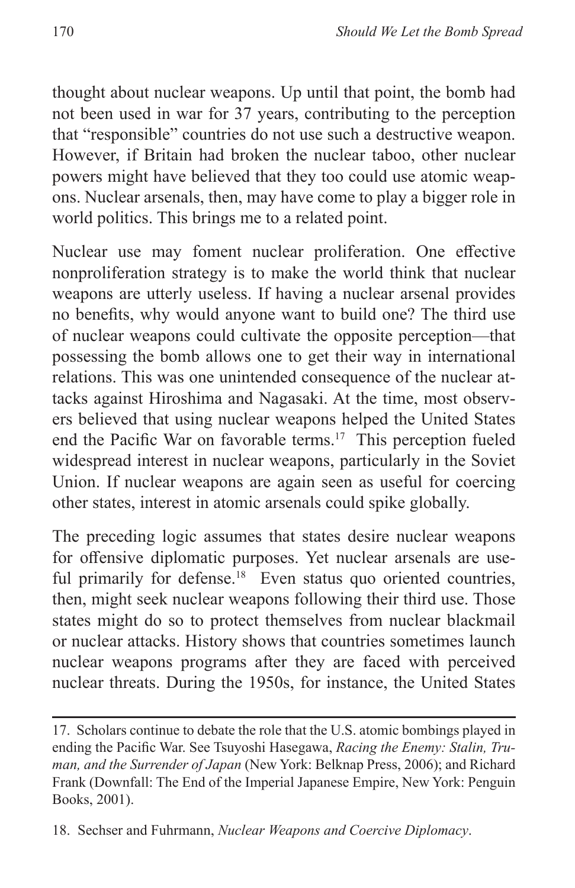thought about nuclear weapons. Up until that point, the bomb had not been used in war for 37 years, contributing to the perception that "responsible" countries do not use such a destructive weapon. However, if Britain had broken the nuclear taboo, other nuclear powers might have believed that they too could use atomic weapons. Nuclear arsenals, then, may have come to play a bigger role in world politics. This brings me to a related point.

Nuclear use may foment nuclear proliferation. One effective nonproliferation strategy is to make the world think that nuclear weapons are utterly useless. If having a nuclear arsenal provides no benefits, why would anyone want to build one? The third use of nuclear weapons could cultivate the opposite perception—that possessing the bomb allows one to get their way in international relations. This was one unintended consequence of the nuclear attacks against Hiroshima and Nagasaki. At the time, most observers believed that using nuclear weapons helped the United States end the Pacific War on favorable terms.[17] This perception fueled widespread interest in nuclear weapons, particularly in the Soviet Union. If nuclear weapons are again seen as useful for coercing other states, interest in atomic arsenals could spike globally.

The preceding logic assumes that states desire nuclear weapons for offensive diplomatic purposes. Yet nuclear arsenals are useful primarily for defense.[18] Even status quo oriented countries, then, might seek nuclear weapons following their third use. Those states might do so to protect themselves from nuclear blackmail or nuclear attacks. History shows that countries sometimes launch nuclear weapons programs after they are faced with perceived nuclear threats. During the 1950s, for instance, the United States

---

17. Scholars continue to debate the role that the U.S. atomic bombings played in ending the Pacific War. See Tsuyoshi Hasegawa, *Racing the Enemy: Stalin, Truman, and the Surrender of Japan* (New York: Belknap Press, 2006); and Richard Frank (Downfall: The End of the Imperial Japanese Empire, New York: Penguin Books, 2001).

18. Sechser and Fuhrmann, *Nuclear Weapons and Coercive Diplomacy*.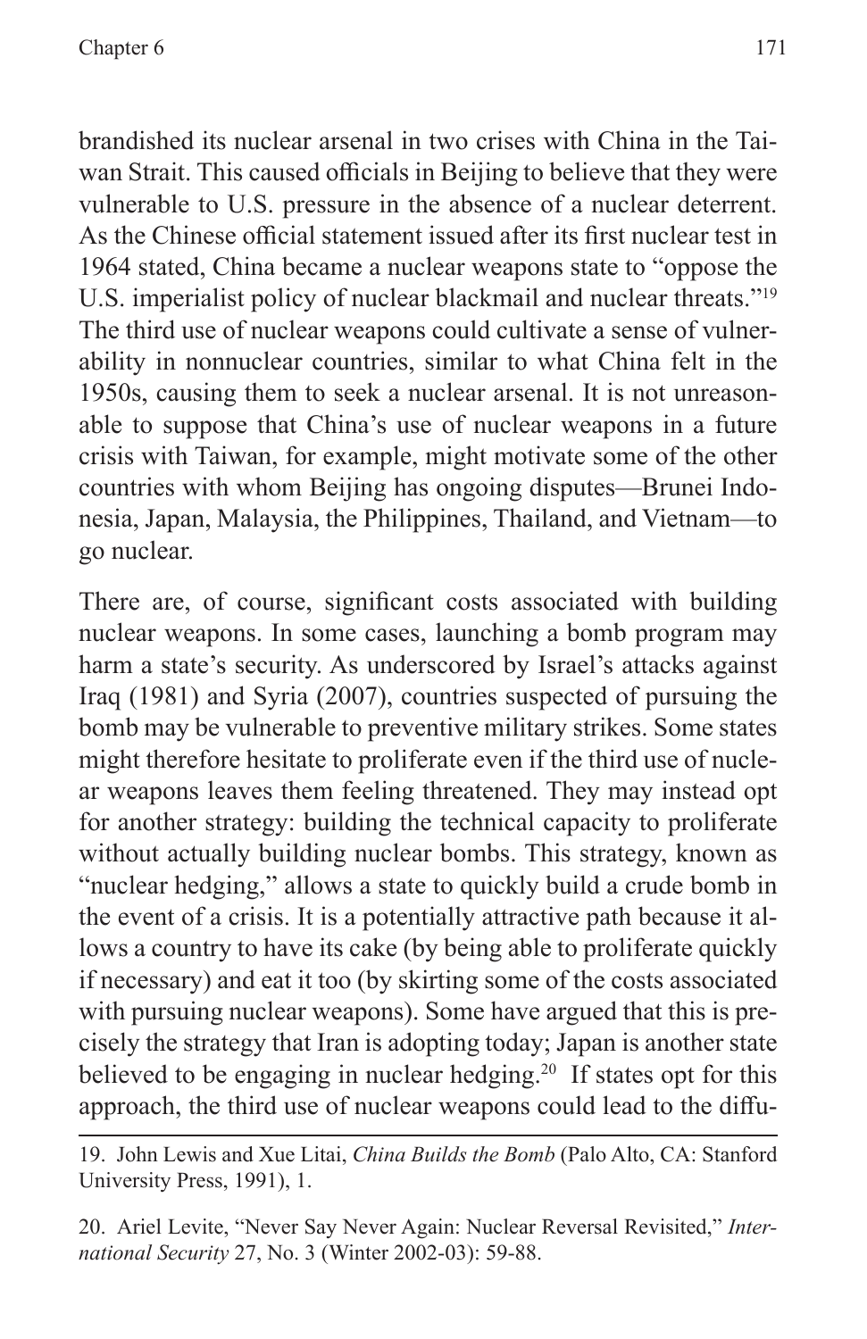brandished its nuclear arsenal in two crises with China in the Taiwan Strait. This caused officials in Beijing to believe that they were vulnerable to U.S. pressure in the absence of a nuclear deterrent. As the Chinese official statement issued after its first nuclear test in 1964 stated, China became a nuclear weapons state to "oppose the U.S. imperialist policy of nuclear blackmail and nuclear threats."[19] The third use of nuclear weapons could cultivate a sense of vulnerability in nonnuclear countries, similar to what China felt in the 1950s, causing them to seek a nuclear arsenal. It is not unreasonable to suppose that China's use of nuclear weapons in a future crisis with Taiwan, for example, might motivate some of the other countries with whom Beijing has ongoing disputes—Brunei Indonesia, Japan, Malaysia, the Philippines, Thailand, and Vietnam—to go nuclear.

There are, of course, significant costs associated with building nuclear weapons. In some cases, launching a bomb program may harm a state's security. As underscored by Israel's attacks against Iraq (1981) and Syria (2007), countries suspected of pursuing the bomb may be vulnerable to preventive military strikes. Some states might therefore hesitate to proliferate even if the third use of nuclear weapons leaves them feeling threatened. They may instead opt for another strategy: building the technical capacity to proliferate without actually building nuclear bombs. This strategy, known as "nuclear hedging," allows a state to quickly build a crude bomb in the event of a crisis. It is a potentially attractive path because it allows a country to have its cake (by being able to proliferate quickly if necessary) and eat it too (by skirting some of the costs associated with pursuing nuclear weapons). Some have argued that this is precisely the strategy that Iran is adopting today; Japan is another state believed to be engaging in nuclear hedging.[20] If states opt for this approach, the third use of nuclear weapons could lead to the diffu-

---

19. John Lewis and Xue Litai, *China Builds the Bomb* (Palo Alto, CA: Stanford University Press, 1991), 1.

20. Ariel Levite, "Never Say Never Again: Nuclear Reversal Revisited," *International Security* 27, No. 3 (Winter 2002-03): 59-88.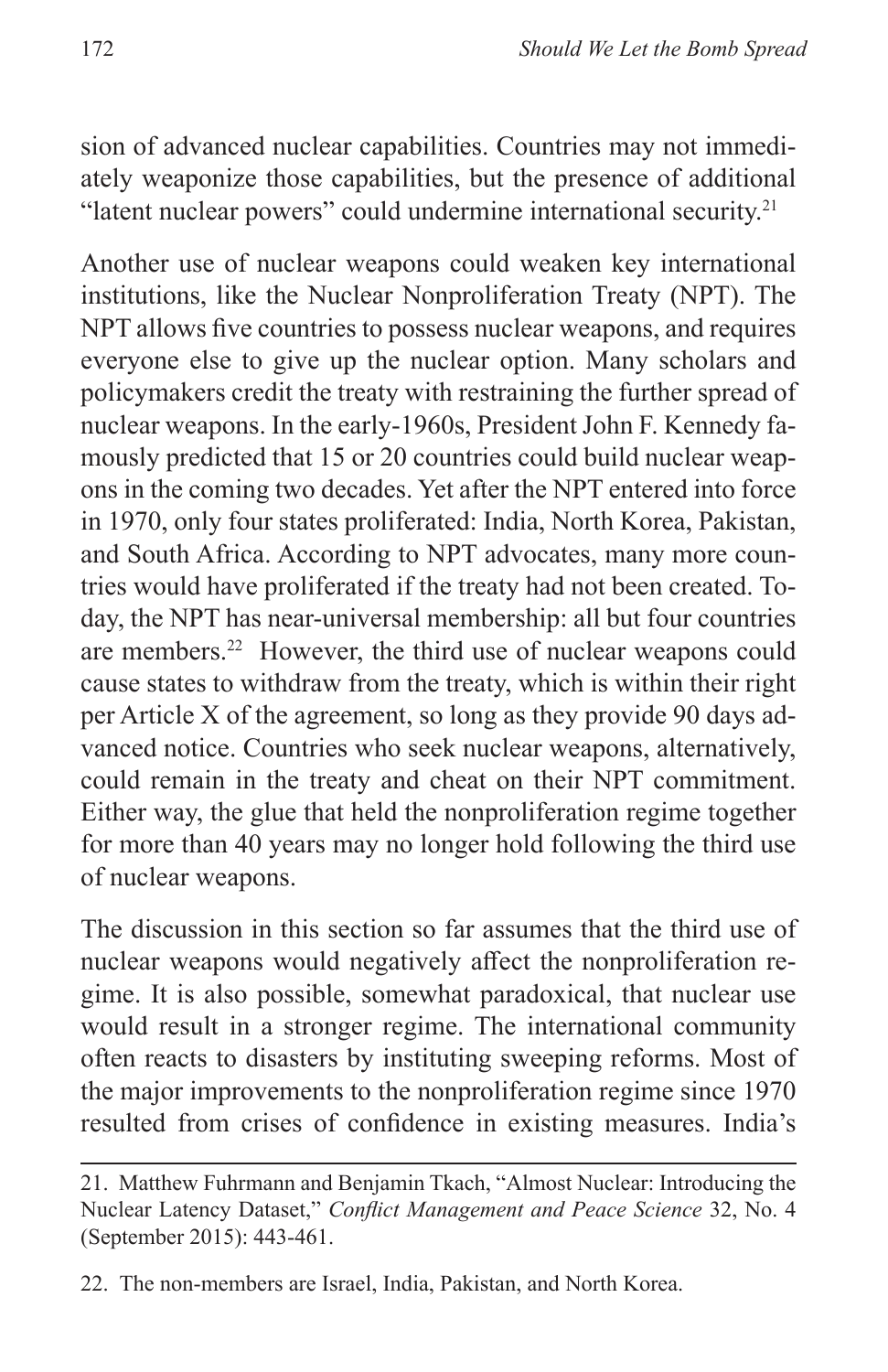sion of advanced nuclear capabilities. Countries may not immediately weaponize those capabilities, but the presence of additional "latent nuclear powers" could undermine international security.[21]

Another use of nuclear weapons could weaken key international institutions, like the Nuclear Nonproliferation Treaty (NPT). The NPT allows five countries to possess nuclear weapons, and requires everyone else to give up the nuclear option. Many scholars and policymakers credit the treaty with restraining the further spread of nuclear weapons. In the early-1960s, President John F. Kennedy famously predicted that 15 or 20 countries could build nuclear weapons in the coming two decades. Yet after the NPT entered into force in 1970, only four states proliferated: India, North Korea, Pakistan, and South Africa. According to NPT advocates, many more countries would have proliferated if the treaty had not been created. Today, the NPT has near-universal membership: all but four countries are members.[22] However, the third use of nuclear weapons could cause states to withdraw from the treaty, which is within their right per Article X of the agreement, so long as they provide 90 days advanced notice. Countries who seek nuclear weapons, alternatively, could remain in the treaty and cheat on their NPT commitment. Either way, the glue that held the nonproliferation regime together for more than 40 years may no longer hold following the third use of nuclear weapons.

The discussion in this section so far assumes that the third use of nuclear weapons would negatively affect the nonproliferation regime. It is also possible, somewhat paradoxical, that nuclear use would result in a stronger regime. The international community often reacts to disasters by instituting sweeping reforms. Most of the major improvements to the nonproliferation regime since 1970 resulted from crises of confidence in existing measures. India's

---

21. Matthew Fuhrmann and Benjamin Tkach, "Almost Nuclear: Introducing the Nuclear Latency Dataset," *Conflict Management and Peace Science* 32, No. 4 (September 2015): 443-461.

22. The non-members are Israel, India, Pakistan, and North Korea.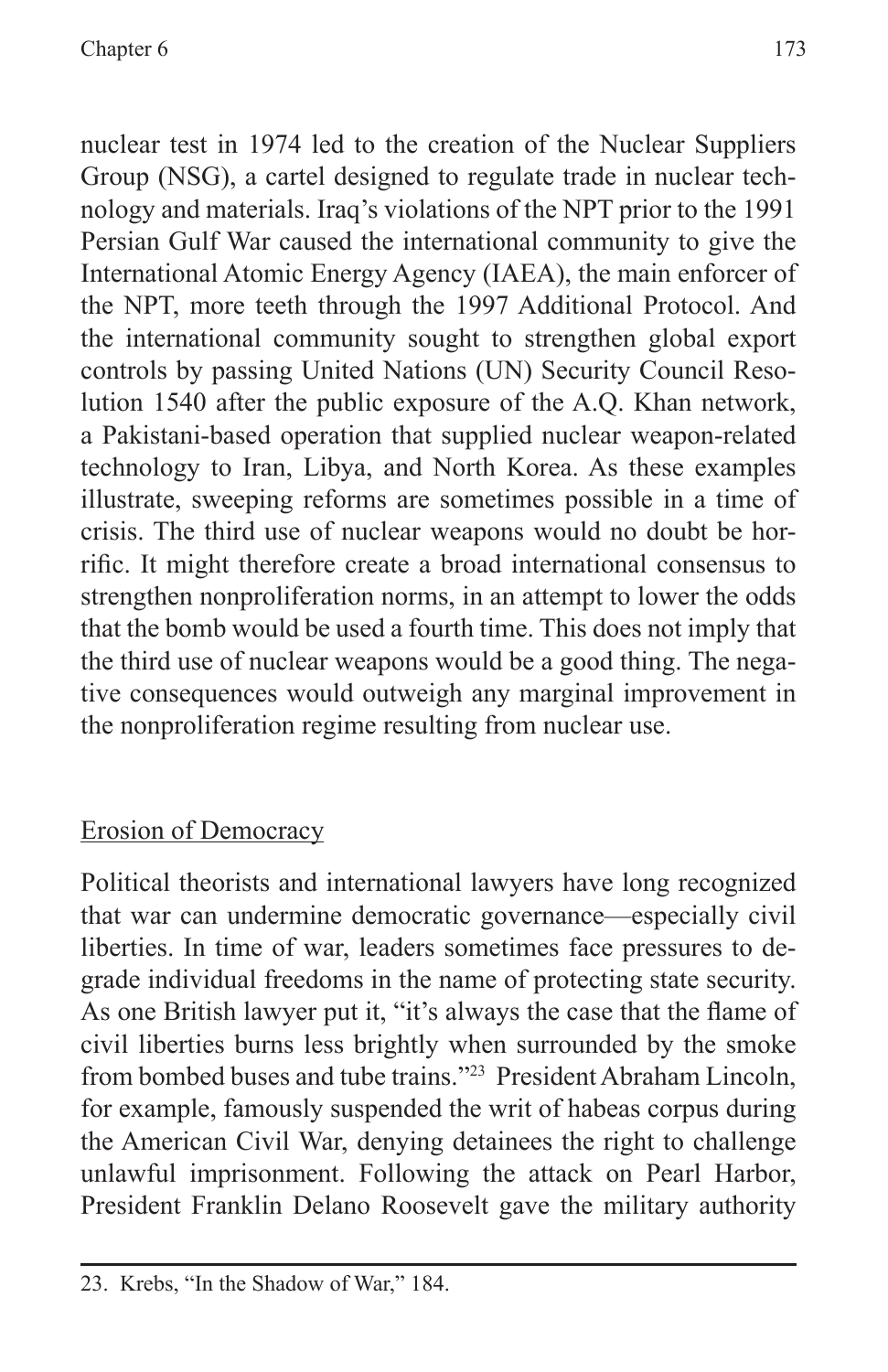nuclear test in 1974 led to the creation of the Nuclear Suppliers Group (NSG), a cartel designed to regulate trade in nuclear technology and materials. Iraq's violations of the NPT prior to the 1991 Persian Gulf War caused the international community to give the International Atomic Energy Agency (IAEA), the main enforcer of the NPT, more teeth through the 1997 Additional Protocol. And the international community sought to strengthen global export controls by passing United Nations (UN) Security Council Resolution 1540 after the public exposure of the A.Q. Khan network, a Pakistani-based operation that supplied nuclear weapon-related technology to Iran, Libya, and North Korea. As these examples illustrate, sweeping reforms are sometimes possible in a time of crisis. The third use of nuclear weapons would no doubt be horrific. It might therefore create a broad international consensus to strengthen nonproliferation norms, in an attempt to lower the odds that the bomb would be used a fourth time. This does not imply that the third use of nuclear weapons would be a good thing. The negative consequences would outweigh any marginal improvement in the nonproliferation regime resulting from nuclear use.

## Erosion of Democracy

Political theorists and international lawyers have long recognized that war can undermine democratic governance—especially civil liberties. In time of war, leaders sometimes face pressures to degrade individual freedoms in the name of protecting state security. As one British lawyer put it, "it's always the case that the flame of civil liberties burns less brightly when surrounded by the smoke from bombed buses and tube trains."[23] President Abraham Lincoln, for example, famously suspended the writ of habeas corpus during the American Civil War, denying detainees the right to challenge unlawful imprisonment. Following the attack on Pearl Harbor, President Franklin Delano Roosevelt gave the military authority

23. Krebs, "In the Shadow of War," 184.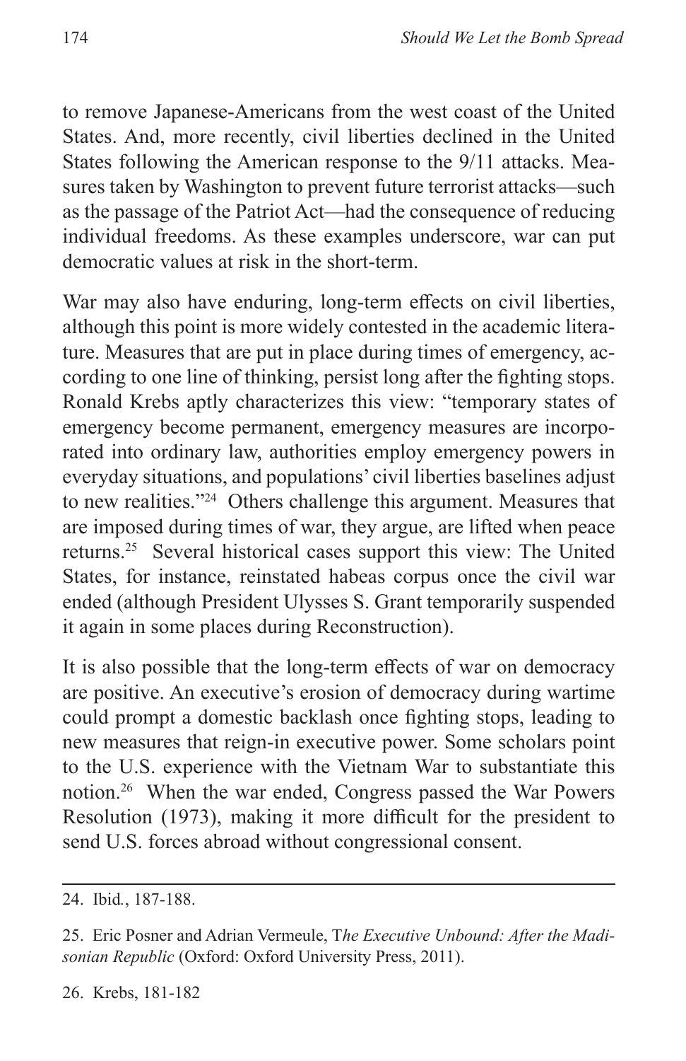to remove Japanese-Americans from the west coast of the United States. And, more recently, civil liberties declined in the United States following the American response to the 9/11 attacks. Measures taken by Washington to prevent future terrorist attacks—such as the passage of the Patriot Act—had the consequence of reducing individual freedoms. As these examples underscore, war can put democratic values at risk in the short-term.

War may also have enduring, long-term effects on civil liberties, although this point is more widely contested in the academic literature. Measures that are put in place during times of emergency, according to one line of thinking, persist long after the fighting stops. Ronald Krebs aptly characterizes this view: "temporary states of emergency become permanent, emergency measures are incorporated into ordinary law, authorities employ emergency powers in everyday situations, and populations' civil liberties baselines adjust to new realities."[24] Others challenge this argument. Measures that are imposed during times of war, they argue, are lifted when peace returns.[25] Several historical cases support this view: The United States, for instance, reinstated habeas corpus once the civil war ended (although President Ulysses S. Grant temporarily suspended it again in some places during Reconstruction).

It is also possible that the long-term effects of war on democracy are positive. An executive's erosion of democracy during wartime could prompt a domestic backlash once fighting stops, leading to new measures that reign-in executive power. Some scholars point to the U.S. experience with the Vietnam War to substantiate this notion.[26] When the war ended, Congress passed the War Powers Resolution (1973), making it more difficult for the president to send U.S. forces abroad without congressional consent.

---

24. Ibid., 187-188.

25. Eric Posner and Adrian Vermeule, *The Executive Unbound: After the Madisonian Republic* (Oxford: Oxford University Press, 2011).

26. Krebs, 181-182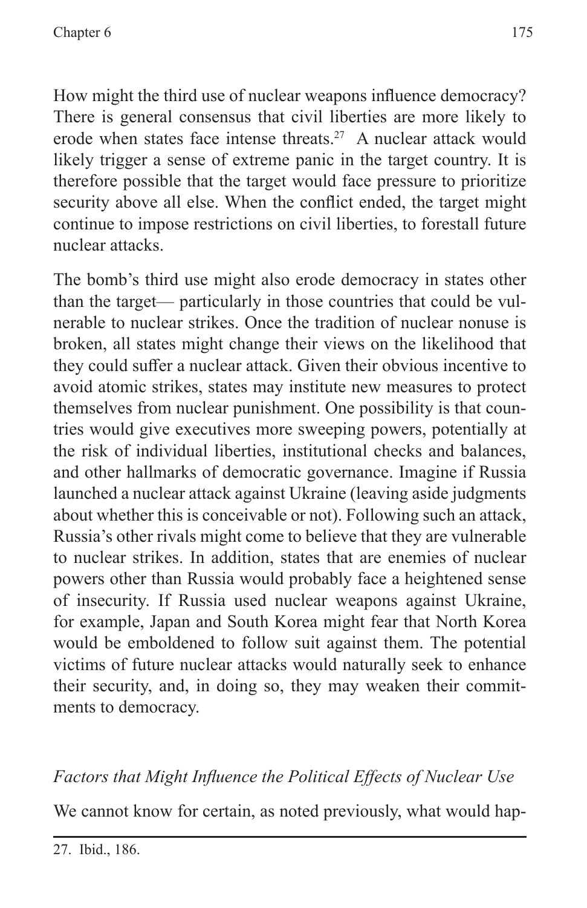How might the third use of nuclear weapons influence democracy? There is general consensus that civil liberties are more likely to erode when states face intense threats.[27] A nuclear attack would likely trigger a sense of extreme panic in the target country. It is therefore possible that the target would face pressure to prioritize security above all else. When the conflict ended, the target might continue to impose restrictions on civil liberties, to forestall future nuclear attacks.

The bomb's third use might also erode democracy in states other than the target— particularly in those countries that could be vulnerable to nuclear strikes. Once the tradition of nuclear nonuse is broken, all states might change their views on the likelihood that they could suffer a nuclear attack. Given their obvious incentive to avoid atomic strikes, states may institute new measures to protect themselves from nuclear punishment. One possibility is that countries would give executives more sweeping powers, potentially at the risk of individual liberties, institutional checks and balances, and other hallmarks of democratic governance. Imagine if Russia launched a nuclear attack against Ukraine (leaving aside judgments about whether this is conceivable or not). Following such an attack, Russia's other rivals might come to believe that they are vulnerable to nuclear strikes. In addition, states that are enemies of nuclear powers other than Russia would probably face a heightened sense of insecurity. If Russia used nuclear weapons against Ukraine, for example, Japan and South Korea might fear that North Korea would be emboldened to follow suit against them. The potential victims of future nuclear attacks would naturally seek to enhance their security, and, in doing so, they may weaken their commitments to democracy.

### *Factors that Might Influence the Political Effects of Nuclear Use*

We cannot know for certain, as noted previously, what would hap-

---

27. Ibid., 186.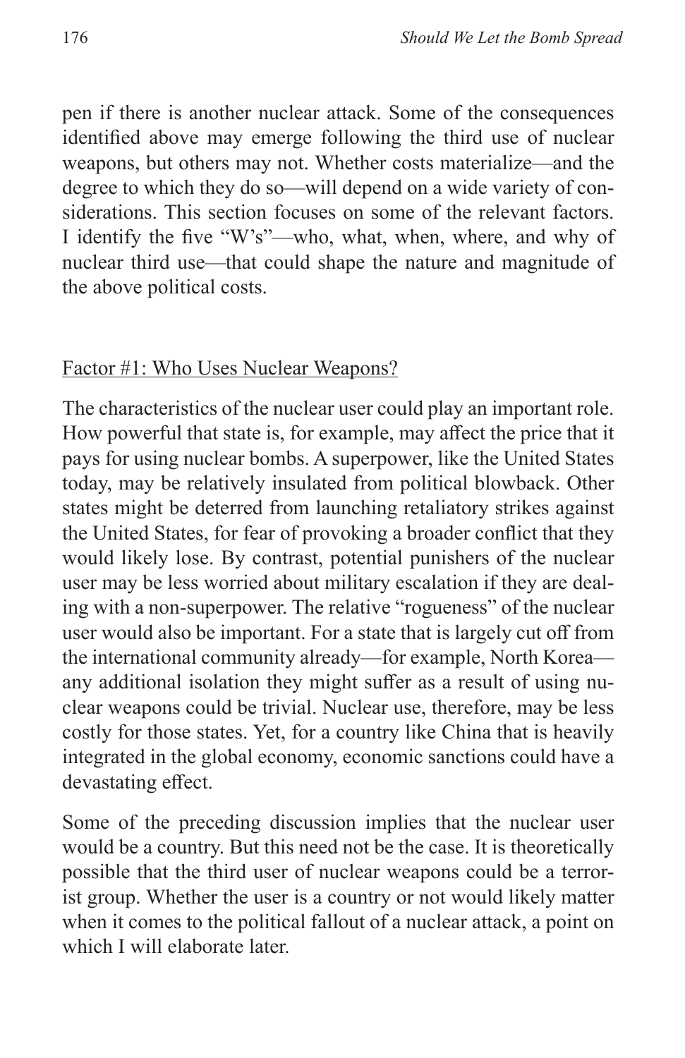pen if there is another nuclear attack. Some of the consequences identified above may emerge following the third use of nuclear weapons, but others may not. Whether costs materialize—and the degree to which they do so—will depend on a wide variety of considerations. This section focuses on some of the relevant factors. I identify the five "W's"—who, what, when, where, and why of nuclear third use—that could shape the nature and magnitude of the above political costs.

## Factor #1: Who Uses Nuclear Weapons?

The characteristics of the nuclear user could play an important role. How powerful that state is, for example, may affect the price that it pays for using nuclear bombs. A superpower, like the United States today, may be relatively insulated from political blowback. Other states might be deterred from launching retaliatory strikes against the United States, for fear of provoking a broader conflict that they would likely lose. By contrast, potential punishers of the nuclear user may be less worried about military escalation if they are dealing with a non-superpower. The relative "rogueness" of the nuclear user would also be important. For a state that is largely cut off from the international community already—for example, North Korea—any additional isolation they might suffer as a result of using nuclear weapons could be trivial. Nuclear use, therefore, may be less costly for those states. Yet, for a country like China that is heavily integrated in the global economy, economic sanctions could have a devastating effect.

Some of the preceding discussion implies that the nuclear user would be a country. But this need not be the case. It is theoretically possible that the third user of nuclear weapons could be a terrorist group. Whether the user is a country or not would likely matter when it comes to the political fallout of a nuclear attack, a point on which I will elaborate later.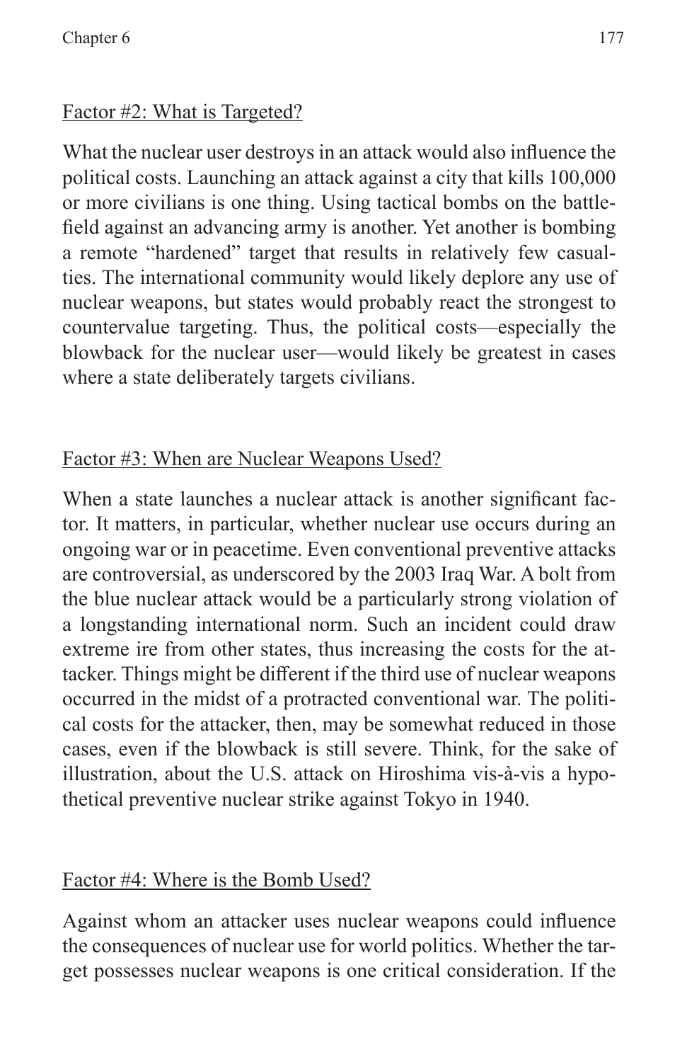Factor #2: What is Targeted?

What the nuclear user destroys in an attack would also influence the political costs. Launching an attack against a city that kills 100,000 or more civilians is one thing. Using tactical bombs on the battlefield against an advancing army is another. Yet another is bombing a remote "hardened" target that results in relatively few casualties. The international community would likely deplore any use of nuclear weapons, but states would probably react the strongest to countervalue targeting. Thus, the political costs—especially the blowback for the nuclear user—would likely be greatest in cases where a state deliberately targets civilians.

Factor #3: When are Nuclear Weapons Used?

When a state launches a nuclear attack is another significant factor. It matters, in particular, whether nuclear use occurs during an ongoing war or in peacetime. Even conventional preventive attacks are controversial, as underscored by the 2003 Iraq War. A bolt from the blue nuclear attack would be a particularly strong violation of a longstanding international norm. Such an incident could draw extreme ire from other states, thus increasing the costs for the attacker. Things might be different if the third use of nuclear weapons occurred in the midst of a protracted conventional war. The political costs for the attacker, then, may be somewhat reduced in those cases, even if the blowback is still severe. Think, for the sake of illustration, about the U.S. attack on Hiroshima vis-à-vis a hypothetical preventive nuclear strike against Tokyo in 1940.

Factor #4: Where is the Bomb Used?

Against whom an attacker uses nuclear weapons could influence the consequences of nuclear use for world politics. Whether the target possesses nuclear weapons is one critical consideration. If the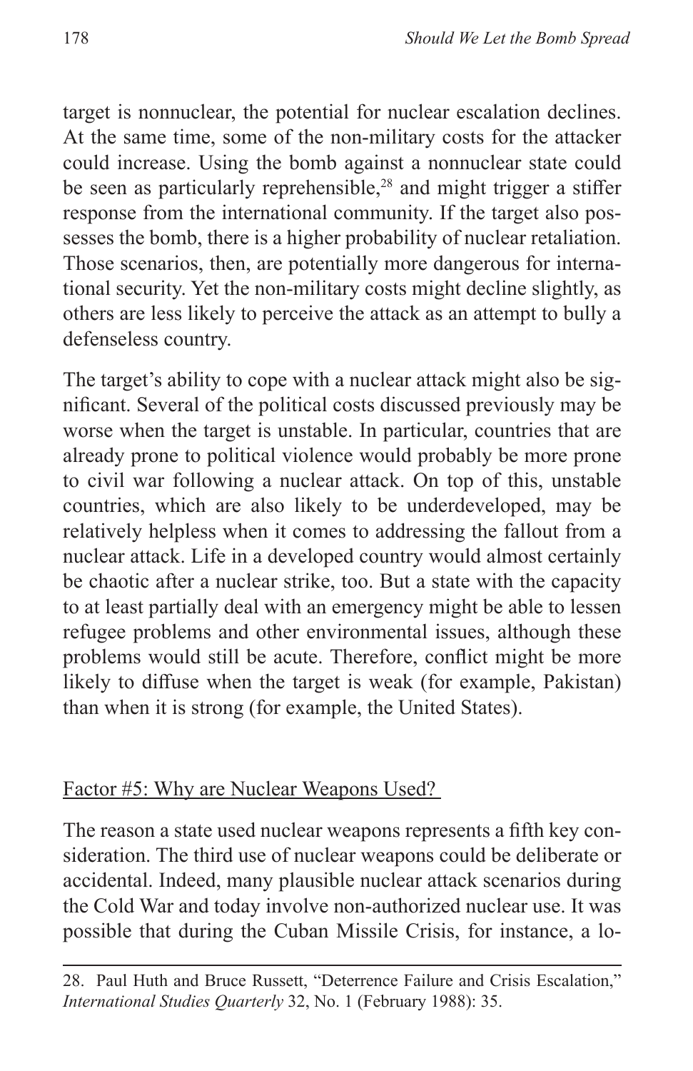target is nonnuclear, the potential for nuclear escalation declines. At the same time, some of the non-military costs for the attacker could increase. Using the bomb against a nonnuclear state could be seen as particularly reprehensible,[28] and might trigger a stiffer response from the international community. If the target also possesses the bomb, there is a higher probability of nuclear retaliation. Those scenarios, then, are potentially more dangerous for international security. Yet the non-military costs might decline slightly, as others are less likely to perceive the attack as an attempt to bully a defenseless country.

The target's ability to cope with a nuclear attack might also be significant. Several of the political costs discussed previously may be worse when the target is unstable. In particular, countries that are already prone to political violence would probably be more prone to civil war following a nuclear attack. On top of this, unstable countries, which are also likely to be underdeveloped, may be relatively helpless when it comes to addressing the fallout from a nuclear attack. Life in a developed country would almost certainly be chaotic after a nuclear strike, too. But a state with the capacity to at least partially deal with an emergency might be able to lessen refugee problems and other environmental issues, although these problems would still be acute. Therefore, conflict might be more likely to diffuse when the target is weak (for example, Pakistan) than when it is strong (for example, the United States).

## Factor #5: Why are Nuclear Weapons Used?

The reason a state used nuclear weapons represents a fifth key consideration. The third use of nuclear weapons could be deliberate or accidental. Indeed, many plausible nuclear attack scenarios during the Cold War and today involve non-authorized nuclear use. It was possible that during the Cuban Missile Crisis, for instance, a lo-

---

28. Paul Huth and Bruce Russett, "Deterrence Failure and Crisis Escalation," *International Studies Quarterly* 32, No. 1 (February 1988): 35.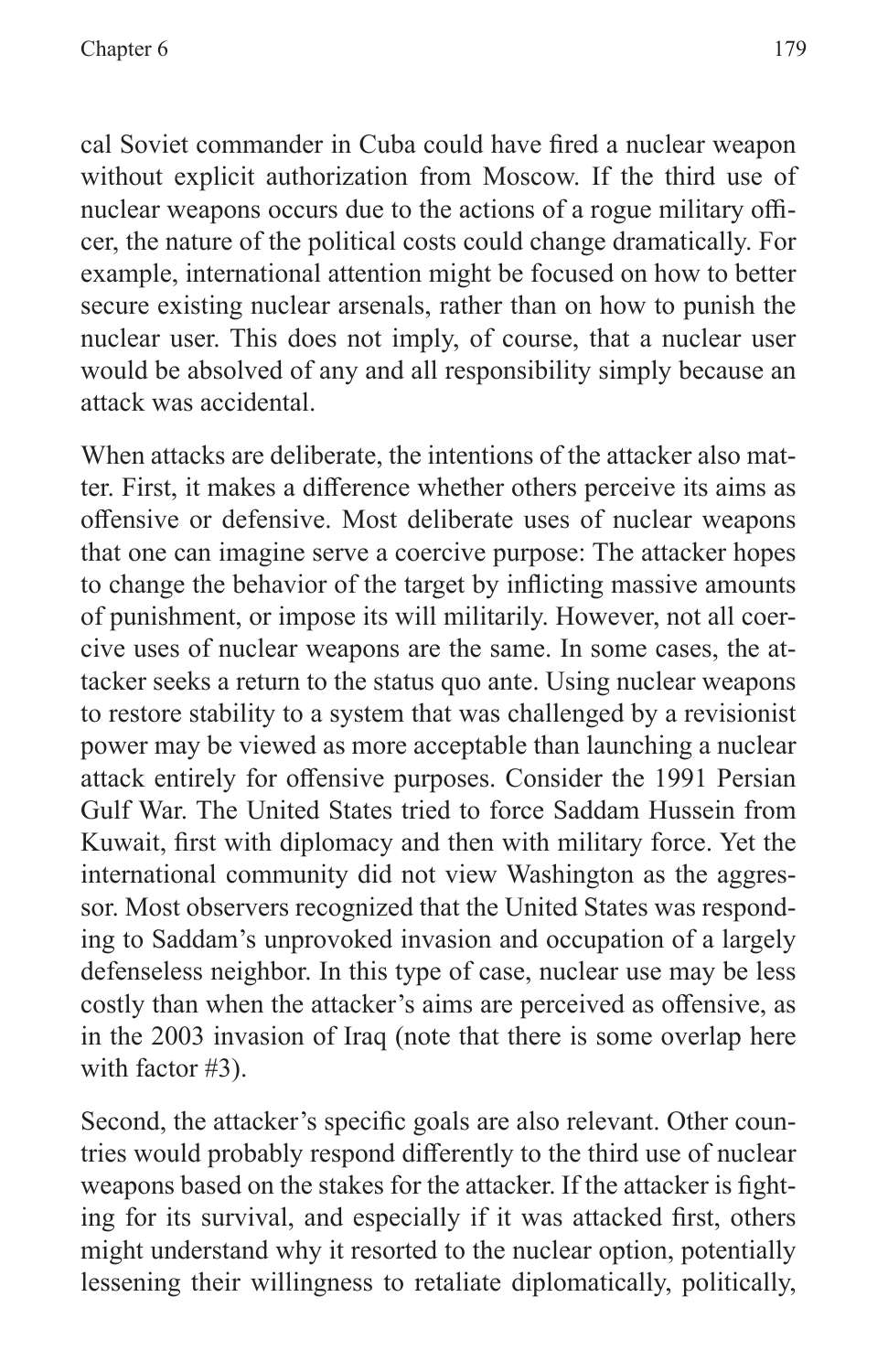cal Soviet commander in Cuba could have fired a nuclear weapon without explicit authorization from Moscow. If the third use of nuclear weapons occurs due to the actions of a rogue military officer, the nature of the political costs could change dramatically. For example, international attention might be focused on how to better secure existing nuclear arsenals, rather than on how to punish the nuclear user. This does not imply, of course, that a nuclear user would be absolved of any and all responsibility simply because an attack was accidental.

When attacks are deliberate, the intentions of the attacker also matter. First, it makes a difference whether others perceive its aims as offensive or defensive. Most deliberate uses of nuclear weapons that one can imagine serve a coercive purpose: The attacker hopes to change the behavior of the target by inflicting massive amounts of punishment, or impose its will militarily. However, not all coercive uses of nuclear weapons are the same. In some cases, the attacker seeks a return to the status quo ante. Using nuclear weapons to restore stability to a system that was challenged by a revisionist power may be viewed as more acceptable than launching a nuclear attack entirely for offensive purposes. Consider the 1991 Persian Gulf War. The United States tried to force Saddam Hussein from Kuwait, first with diplomacy and then with military force. Yet the international community did not view Washington as the aggressor. Most observers recognized that the United States was responding to Saddam's unprovoked invasion and occupation of a largely defenseless neighbor. In this type of case, nuclear use may be less costly than when the attacker's aims are perceived as offensive, as in the 2003 invasion of Iraq (note that there is some overlap here with factor #3).

Second, the attacker's specific goals are also relevant. Other countries would probably respond differently to the third use of nuclear weapons based on the stakes for the attacker. If the attacker is fighting for its survival, and especially if it was attacked first, others might understand why it resorted to the nuclear option, potentially lessening their willingness to retaliate diplomatically, politically,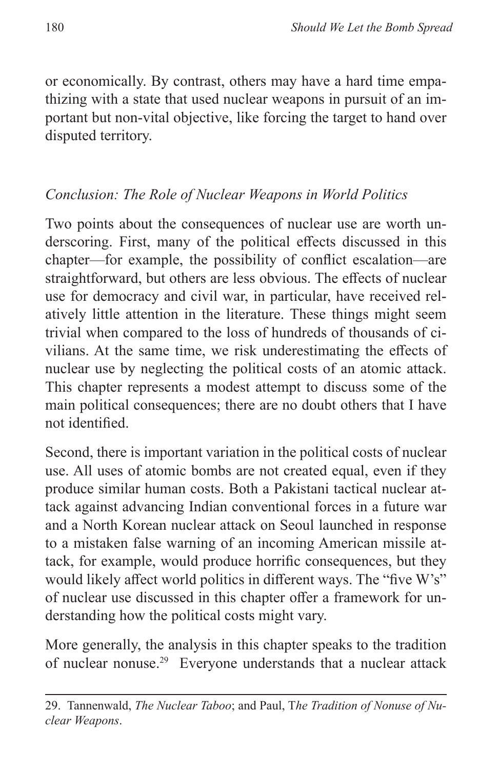or economically. By contrast, others may have a hard time empathizing with a state that used nuclear weapons in pursuit of an important but non-vital objective, like forcing the target to hand over disputed territory.

### *Conclusion: The Role of Nuclear Weapons in World Politics*

Two points about the consequences of nuclear use are worth underscoring. First, many of the political effects discussed in this chapter—for example, the possibility of conflict escalation—are straightforward, but others are less obvious. The effects of nuclear use for democracy and civil war, in particular, have received relatively little attention in the literature. These things might seem trivial when compared to the loss of hundreds of thousands of civilians. At the same time, we risk underestimating the effects of nuclear use by neglecting the political costs of an atomic attack. This chapter represents a modest attempt to discuss some of the main political consequences; there are no doubt others that I have not identified.

Second, there is important variation in the political costs of nuclear use. All uses of atomic bombs are not created equal, even if they produce similar human costs. Both a Pakistani tactical nuclear attack against advancing Indian conventional forces in a future war and a North Korean nuclear attack on Seoul launched in response to a mistaken false warning of an incoming American missile attack, for example, would produce horrific consequences, but they would likely affect world politics in different ways. The "five W's" of nuclear use discussed in this chapter offer a framework for understanding how the political costs might vary.

More generally, the analysis in this chapter speaks to the tradition of nuclear nonuse.[29] Everyone understands that a nuclear attack

---

29. Tannenwald, *The Nuclear Taboo*; and Paul, T*he Tradition of Nonuse of Nuclear Weapons*.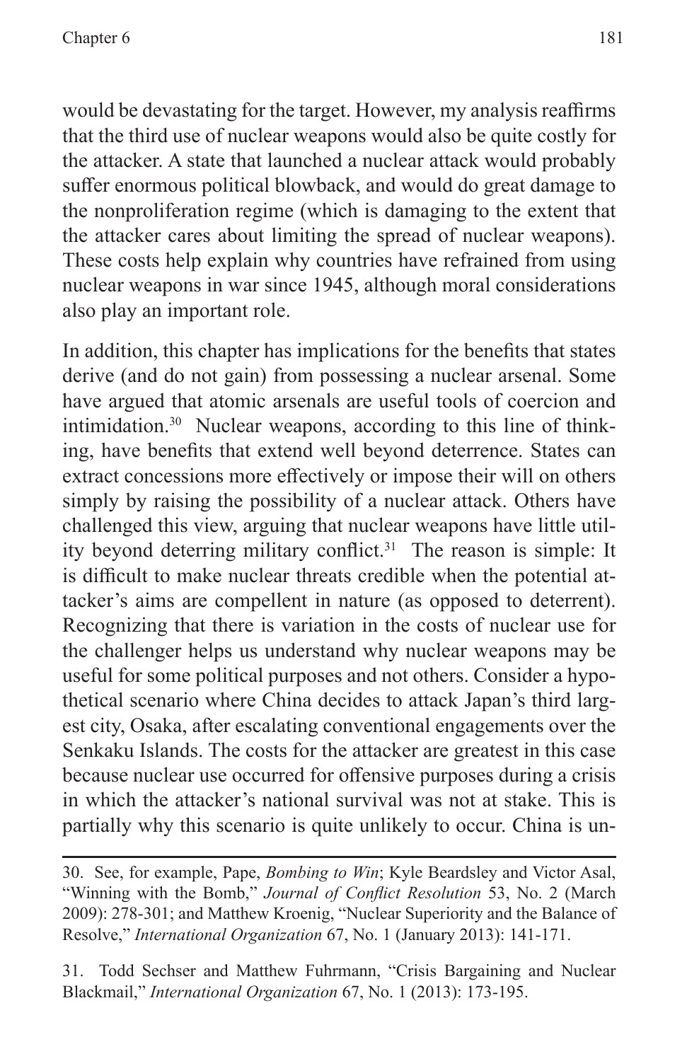would be devastating for the target. However, my analysis reaffirms that the third use of nuclear weapons would also be quite costly for the attacker. A state that launched a nuclear attack would probably suffer enormous political blowback, and would do great damage to the nonproliferation regime (which is damaging to the extent that the attacker cares about limiting the spread of nuclear weapons). These costs help explain why countries have refrained from using nuclear weapons in war since 1945, although moral considerations also play an important role.

In addition, this chapter has implications for the benefits that states derive (and do not gain) from possessing a nuclear arsenal. Some have argued that atomic arsenals are useful tools of coercion and intimidation.[30] Nuclear weapons, according to this line of thinking, have benefits that extend well beyond deterrence. States can extract concessions more effectively or impose their will on others simply by raising the possibility of a nuclear attack. Others have challenged this view, arguing that nuclear weapons have little utility beyond deterring military conflict.[31] The reason is simple: It is difficult to make nuclear threats credible when the potential attacker's aims are compellent in nature (as opposed to deterrent). Recognizing that there is variation in the costs of nuclear use for the challenger helps us understand why nuclear weapons may be useful for some political purposes and not others. Consider a hypothetical scenario where China decides to attack Japan's third largest city, Osaka, after escalating conventional engagements over the Senkaku Islands. The costs for the attacker are greatest in this case because nuclear use occurred for offensive purposes during a crisis in which the attacker's national survival was not at stake. This is partially why this scenario is quite unlikely to occur. China is un-

30. See, for example, Pape, *Bombing to Win*; Kyle Beardsley and Victor Asal, "Winning with the Bomb," *Journal of Conflict Resolution* 53, No. 2 (March 2009): 278-301; and Matthew Kroenig, "Nuclear Superiority and the Balance of Resolve," *International Organization* 67, No. 1 (January 2013): 141-171.

31. Todd Sechser and Matthew Fuhrmann, "Crisis Bargaining and Nuclear Blackmail," *International Organization* 67, No. 1 (2013): 173-195.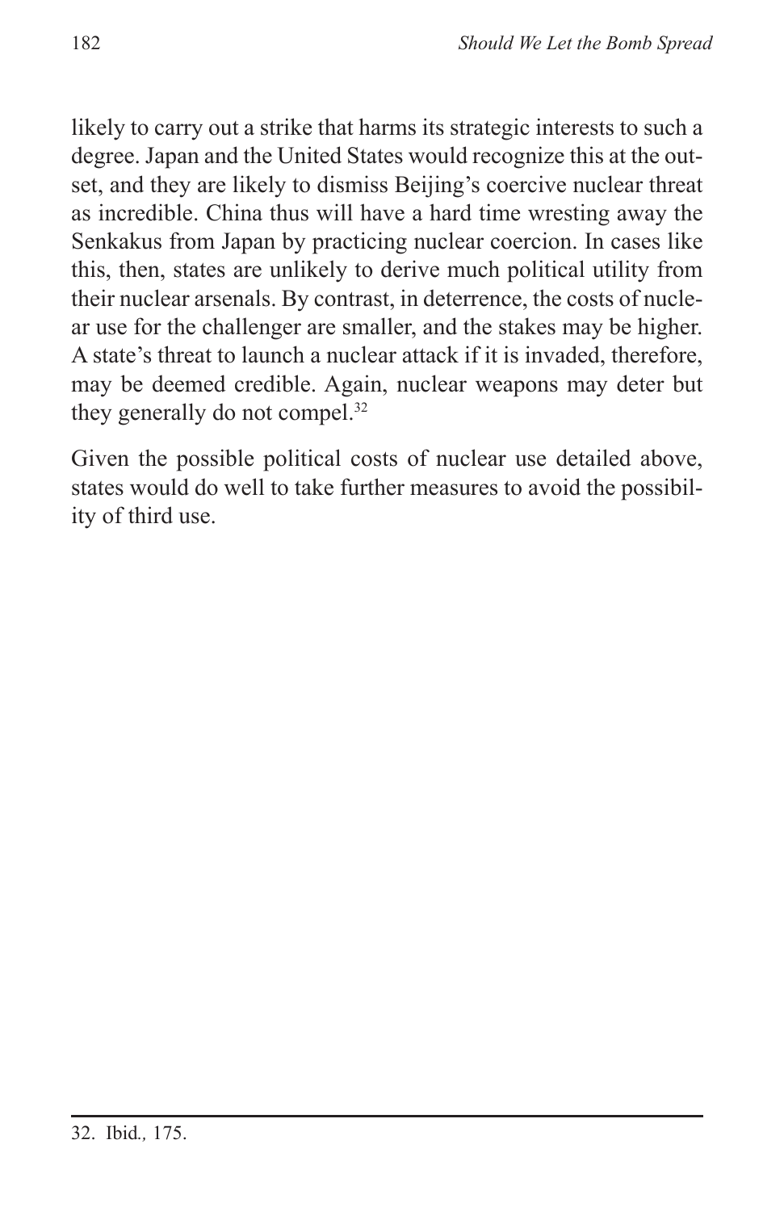likely to carry out a strike that harms its strategic interests to such a degree. Japan and the United States would recognize this at the outset, and they are likely to dismiss Beijing's coercive nuclear threat as incredible. China thus will have a hard time wresting away the Senkakus from Japan by practicing nuclear coercion. In cases like this, then, states are unlikely to derive much political utility from their nuclear arsenals. By contrast, in deterrence, the costs of nuclear use for the challenger are smaller, and the stakes may be higher. A state's threat to launch a nuclear attack if it is invaded, therefore, may be deemed credible. Again, nuclear weapons may deter but they generally do not compel.[32]

Given the possible political costs of nuclear use detailed above, states would do well to take further measures to avoid the possibility of third use.

---

32. Ibid., 175.